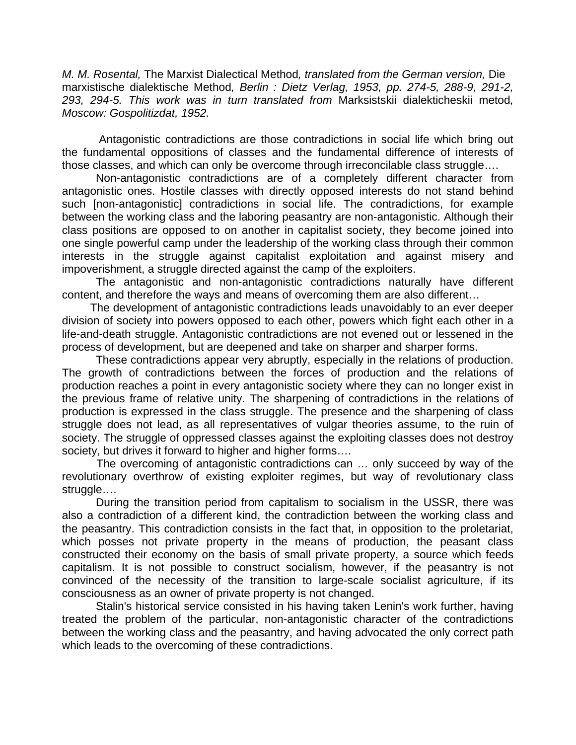*M. M. Rosental,* The Marxist Dialectical Method*, translated from the German version,* Die marxistische dialektische Method*, Berlin : Dietz Verlag, 1953, pp. 274-5, 288-9, 291-2, 293, 294-5. This work was in turn translated from* Marksistskii dialekticheskii metod*, Moscow: Gospolitizdat, 1952.*

Antagonistic contradictions are those contradictions in social life which bring out the fundamental oppositions of classes and the fundamental difference of interests of those classes, and which can only be overcome through irreconcilable class struggle….

Non-antagonistic contradictions are of a completely different character from antagonistic ones. Hostile classes with directly opposed interests do not stand behind such [non-antagonistic] contradictions in social life. The contradictions, for example between the working class and the laboring peasantry are non-antagonistic. Although their class positions are opposed to on another in capitalist society, they become joined into one single powerful camp under the leadership of the working class through their common interests in the struggle against capitalist exploitation and against misery and impoverishment, a struggle directed against the camp of the exploiters.

The antagonistic and non-antagonistic contradictions naturally have different content, and therefore the ways and means of overcoming them are also different…

The development of antagonistic contradictions leads unavoidably to an ever deeper division of society into powers opposed to each other, powers which fight each other in a life-and-death struggle. Antagonistic contradictions are not evened out or lessened in the process of development, but are deepened and take on sharper and sharper forms.

These contradictions appear very abruptly, especially in the relations of production. The growth of contradictions between the forces of production and the relations of production reaches a point in every antagonistic society where they can no longer exist in the previous frame of relative unity. The sharpening of contradictions in the relations of production is expressed in the class struggle. The presence and the sharpening of class struggle does not lead, as all representatives of vulgar theories assume, to the ruin of society. The struggle of oppressed classes against the exploiting classes does not destroy society, but drives it forward to higher and higher forms….

The overcoming of antagonistic contradictions can … only succeed by way of the revolutionary overthrow of existing exploiter regimes, but way of revolutionary class struggle….

During the transition period from capitalism to socialism in the USSR, there was also a contradiction of a different kind, the contradiction between the working class and the peasantry. This contradiction consists in the fact that, in opposition to the proletariat, which posses not private property in the means of production, the peasant class constructed their economy on the basis of small private property, a source which feeds capitalism. It is not possible to construct socialism, however, if the peasantry is not convinced of the necessity of the transition to large-scale socialist agriculture, if its consciousness as an owner of private property is not changed.

Stalin's historical service consisted in his having taken Lenin's work further, having treated the problem of the particular, non-antagonistic character of the contradictions between the working class and the peasantry, and having advocated the only correct path which leads to the overcoming of these contradictions.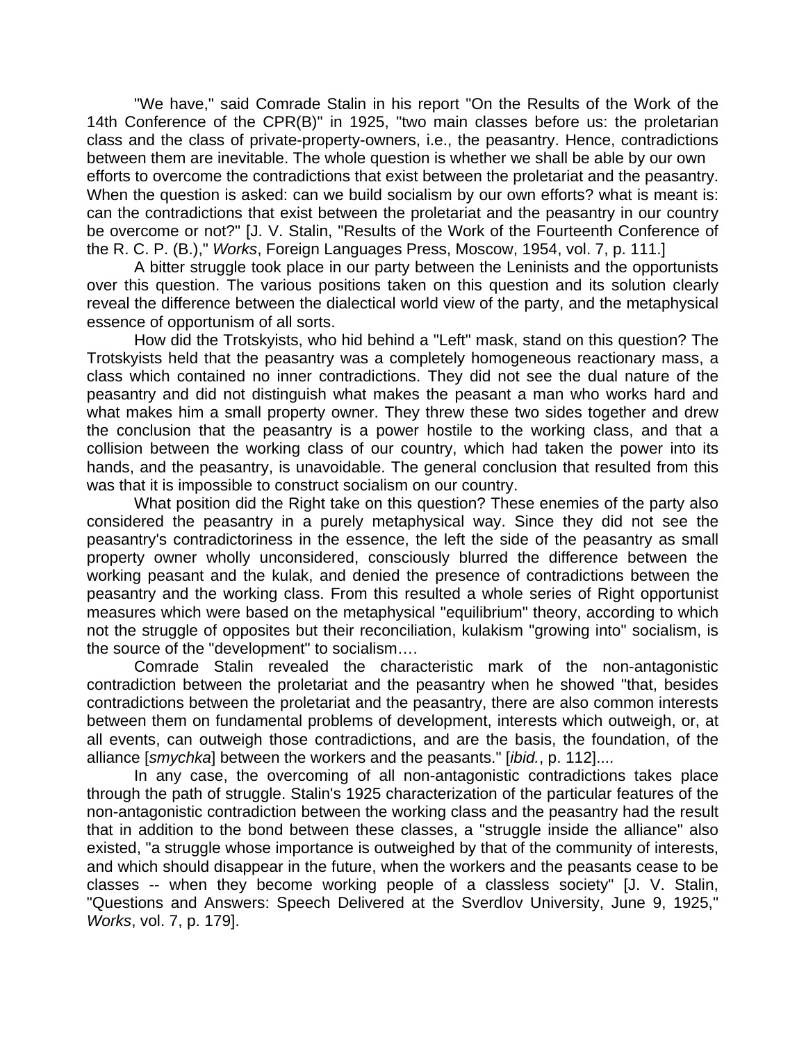"We have," said Comrade Stalin in his report "On the Results of the Work of the 14th Conference of the CPR(B)" in 1925, "two main classes before us: the proletarian class and the class of private-property-owners, i.e., the peasantry. Hence, contradictions between them are inevitable. The whole question is whether we shall be able by our own efforts to overcome the contradictions that exist between the proletariat and the peasantry. When the question is asked: can we build socialism by our own efforts? what is meant is: can the contradictions that exist between the proletariat and the peasantry in our country be overcome or not?" [J. V. Stalin, "Results of the Work of the Fourteenth Conference of the R. C. P. (B.)," *Works*, Foreign Languages Press, Moscow, 1954, vol. 7, p. 111.]

A bitter struggle took place in our party between the Leninists and the opportunists over this question. The various positions taken on this question and its solution clearly reveal the difference between the dialectical world view of the party, and the metaphysical essence of opportunism of all sorts.

How did the Trotskyists, who hid behind a "Left" mask, stand on this question? The Trotskyists held that the peasantry was a completely homogeneous reactionary mass, a class which contained no inner contradictions. They did not see the dual nature of the peasantry and did not distinguish what makes the peasant a man who works hard and what makes him a small property owner. They threw these two sides together and drew the conclusion that the peasantry is a power hostile to the working class, and that a collision between the working class of our country, which had taken the power into its hands, and the peasantry, is unavoidable. The general conclusion that resulted from this was that it is impossible to construct socialism on our country.

What position did the Right take on this question? These enemies of the party also considered the peasantry in a purely metaphysical way. Since they did not see the peasantry's contradictoriness in the essence, the left the side of the peasantry as small property owner wholly unconsidered, consciously blurred the difference between the working peasant and the kulak, and denied the presence of contradictions between the peasantry and the working class. From this resulted a whole series of Right opportunist measures which were based on the metaphysical "equilibrium" theory, according to which not the struggle of opposites but their reconciliation, kulakism "growing into" socialism, is the source of the "development" to socialism….

Comrade Stalin revealed the characteristic mark of the non-antagonistic contradiction between the proletariat and the peasantry when he showed "that, besides contradictions between the proletariat and the peasantry, there are also common interests between them on fundamental problems of development, interests which outweigh, or, at all events, can outweigh those contradictions, and are the basis, the foundation, of the alliance [*smychka*] between the workers and the peasants." [*ibid.*, p. 112]....

In any case, the overcoming of all non-antagonistic contradictions takes place through the path of struggle. Stalin's 1925 characterization of the particular features of the non-antagonistic contradiction between the working class and the peasantry had the result that in addition to the bond between these classes, a "struggle inside the alliance" also existed, "a struggle whose importance is outweighed by that of the community of interests, and which should disappear in the future, when the workers and the peasants cease to be classes -- when they become working people of a classless society" [J. V. Stalin, "Questions and Answers: Speech Delivered at the Sverdlov University, June 9, 1925," *Works*, vol. 7, p. 179].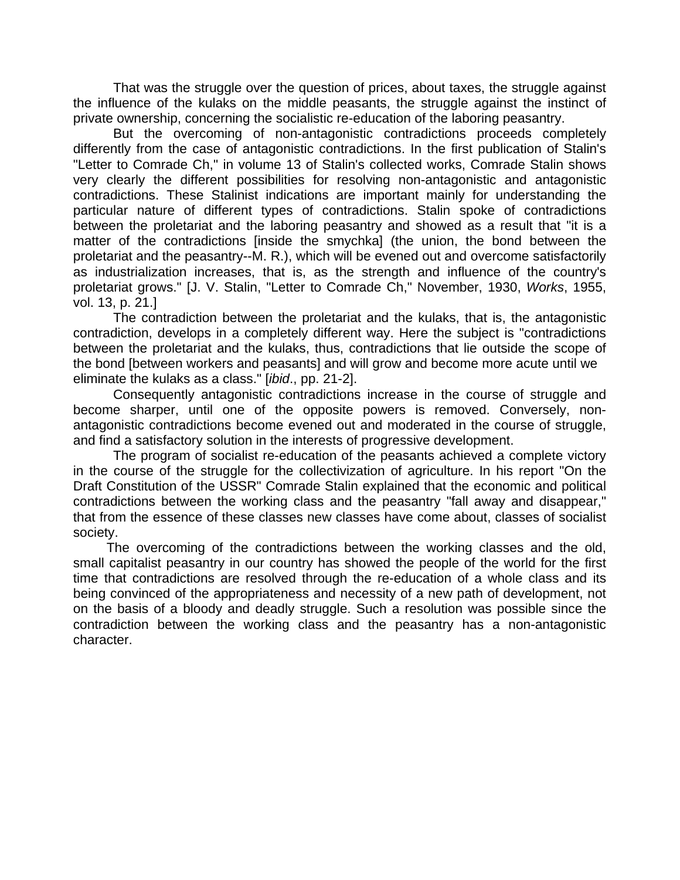That was the struggle over the question of prices, about taxes, the struggle against the influence of the kulaks on the middle peasants, the struggle against the instinct of private ownership, concerning the socialistic re-education of the laboring peasantry.

But the overcoming of non-antagonistic contradictions proceeds completely differently from the case of antagonistic contradictions. In the first publication of Stalin's "Letter to Comrade Ch," in volume 13 of Stalin's collected works, Comrade Stalin shows very clearly the different possibilities for resolving non-antagonistic and antagonistic contradictions. These Stalinist indications are important mainly for understanding the particular nature of different types of contradictions. Stalin spoke of contradictions between the proletariat and the laboring peasantry and showed as a result that "it is a matter of the contradictions [inside the smychka] (the union, the bond between the proletariat and the peasantry--M. R.), which will be evened out and overcome satisfactorily as industrialization increases, that is, as the strength and influence of the country's proletariat grows." [J. V. Stalin, "Letter to Comrade Ch," November, 1930, *Works*, 1955, vol. 13, p. 21.]

The contradiction between the proletariat and the kulaks, that is, the antagonistic contradiction, develops in a completely different way. Here the subject is "contradictions between the proletariat and the kulaks, thus, contradictions that lie outside the scope of the bond [between workers and peasants] and will grow and become more acute until we eliminate the kulaks as a class." [*ibid*., pp. 21-2].

Consequently antagonistic contradictions increase in the course of struggle and become sharper, until one of the opposite powers is removed. Conversely, non-antagonistic contradictions become evened out and moderated in the course of struggle, and find a satisfactory solution in the interests of progressive development.

The program of socialist re-education of the peasants achieved a complete victory in the course of the struggle for the collectivization of agriculture. In his report "On the Draft Constitution of the USSR" Comrade Stalin explained that the economic and political contradictions between the working class and the peasantry "fall away and disappear," that from the essence of these classes new classes have come about, classes of socialist society.

The overcoming of the contradictions between the working classes and the old, small capitalist peasantry in our country has showed the people of the world for the first time that contradictions are resolved through the re-education of a whole class and its being convinced of the appropriateness and necessity of a new path of development, not on the basis of a bloody and deadly struggle. Such a resolution was possible since the contradiction between the working class and the peasantry has a non-antagonistic character.